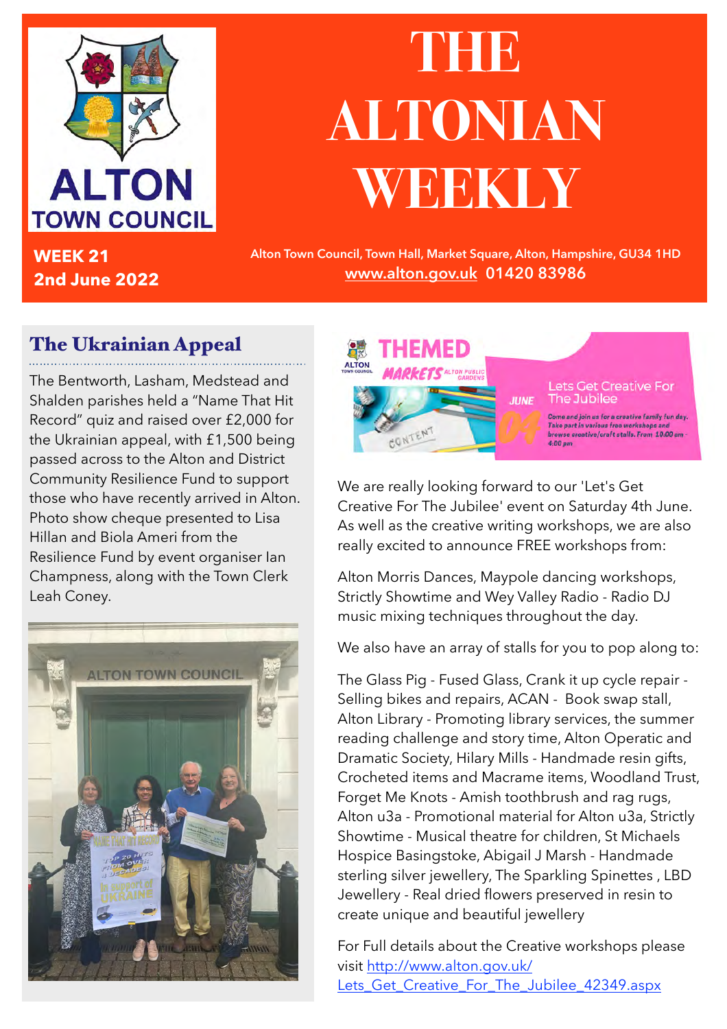# THE ALTONIAN WEEKLY

ALTON TOWN COUNCIL

**WEEK 21**
**2nd June 2022**

Alton Town Council, Town Hall, Market Square, Alton, Hampshire, GU34 1HD
www.alton.gov.uk 01420 83986

## The Ukrainian Appeal

The Bentworth, Lasham, Medstead and Shalden parishes held a "Name That Hit Record" quiz and raised over £2,000 for the Ukrainian appeal, with £1,500 being passed across to the Alton and District Community Resilience Fund to support those who have recently arrived in Alton. Photo show cheque presented to Lisa Hillan and Biola Ameri from the Resilience Fund by event organiser Ian Champness, along with the Town Clerk Leah Coney.

## THEMED MARKETS

ALTON PUBLIC GARDENS

JUNE 04

Lets Get Creative For The Jubilee

Come and join us for a creative family fun day. Take part in various free workshops and browse creative/craft stalls. From 10:00 am - 4:00 pm

We are really looking forward to our 'Let's Get Creative For The Jubilee' event on Saturday 4th June. As well as the creative writing workshops, we are also really excited to announce FREE workshops from:

Alton Morris Dances, Maypole dancing workshops, Strictly Showtime and Wey Valley Radio - Radio DJ music mixing techniques throughout the day.

We also have an array of stalls for you to pop along to:

The Glass Pig - Fused Glass, Crank it up cycle repair - Selling bikes and repairs, ACAN - Book swap stall, Alton Library - Promoting library services, the summer reading challenge and story time, Alton Operatic and Dramatic Society, Hilary Mills - Handmade resin gifts, Crocheted items and Macrame items, Woodland Trust, Forget Me Knots - Amish toothbrush and rag rugs, Alton u3a - Promotional material for Alton u3a, Strictly Showtime - Musical theatre for children, St Michaels Hospice Basingstoke, Abigail J Marsh - Handmade sterling silver jewellery, The Sparkling Spinettes , LBD Jewellery - Real dried flowers preserved in resin to create unique and beautiful jewellery

For Full details about the Creative workshops please visit http://www.alton.gov.uk/Lets_Get_Creative_For_The_Jubilee_42349.aspx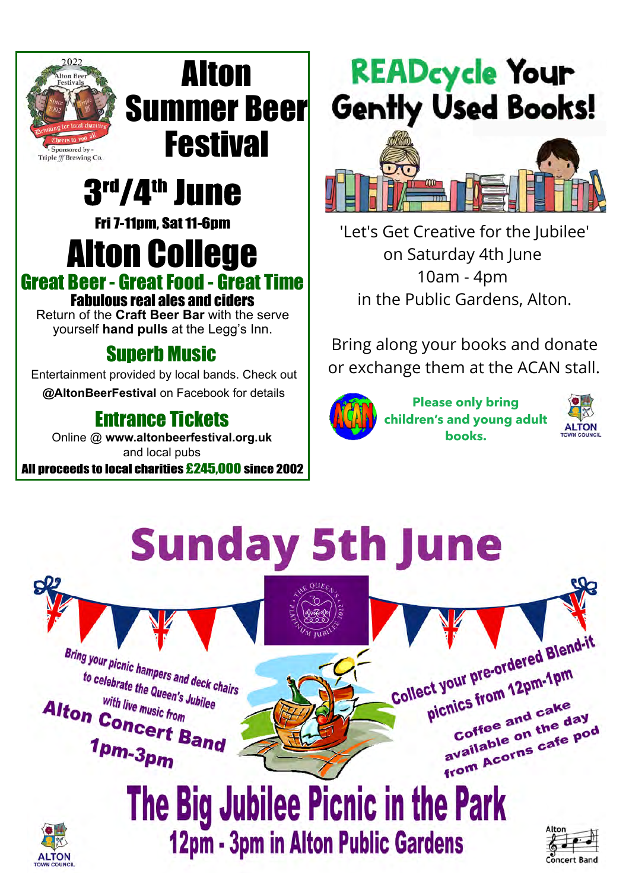# Alton Summer Beer Festival

2022 Alton Beer Festivals – Since 2002 – Triple fff – Drinking for local charities – Cheers to you all – Sponsored by Triple fff Brewing Co.

## 3rd/4th June

**Fri 7-11pm, Sat 11-6pm**

## Alton College

### Great Beer - Great Food - Great Time

**Fabulous real ales and ciders**

Return of the **Craft Beer Bar** with the serve yourself **hand pulls** at the Legg's Inn.

### Superb Music

Entertainment provided by local bands. Check out **@AltonBeerFestival** on Facebook for details

### Entrance Tickets

Online @ **www.altonbeerfestival.org.uk** and local pubs

**All proceeds to local charities £245,000 since 2002**

# READcycle Your Gently Used Books!

'Let's Get Creative for the Jubilee' on Saturday 4th June 10am - 4pm in the Public Gardens, Alton.

Bring along your books and donate or exchange them at the ACAN stall.

ACAN

**Please only bring children's and young adult books.**

ALTON TOWN COUNCIL

# Sunday 5th June

The Queen's Platinum Jubilee 2022

Bring your picnic hampers and deck chairs to celebrate the Queen's Jubilee with live music from **Alton Concert Band 1pm-3pm**

Collect your pre-ordered Blend-it picnics from 12pm-1pm

Coffee and cake available on the day from Acorns cafe pod

# The Big Jubilee Picnic in the Park

## 12pm - 3pm in Alton Public Gardens

ALTON TOWN COUNCIL

Alton Concert Band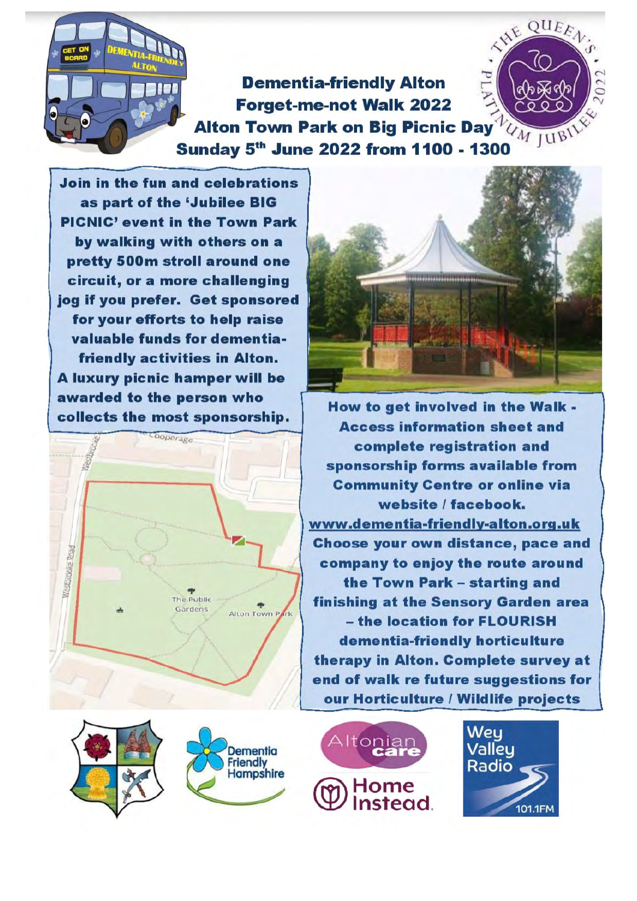# Dementia-friendly Alton Forget-me-not Walk 2022

## Alton Town Park on Big Picnic Day

## Sunday 5th June 2022 from 1100 - 1300

**Join in the fun and celebrations as part of the 'Jubilee BIG PICNIC' event in the Town Park by walking with others on a pretty 500m stroll around one circuit, or a more challenging jog if you prefer. Get sponsored for your efforts to help raise valuable funds for dementia-friendly activities in Alton. A luxury picnic hamper will be awarded to the person who collects the most sponsorship.**

**How to get involved in the Walk - Access information sheet and complete registration and sponsorship forms available from Community Centre or online via website / facebook.**

**www.dementia-friendly-alton.org.uk**

**Choose your own distance, pace and company to enjoy the route around the Town Park – starting and finishing at the Sensory Garden area – the location for FLOURISH dementia-friendly horticulture therapy in Alton. Complete survey at end of walk re future suggestions for our Horticulture / Wildlife projects**